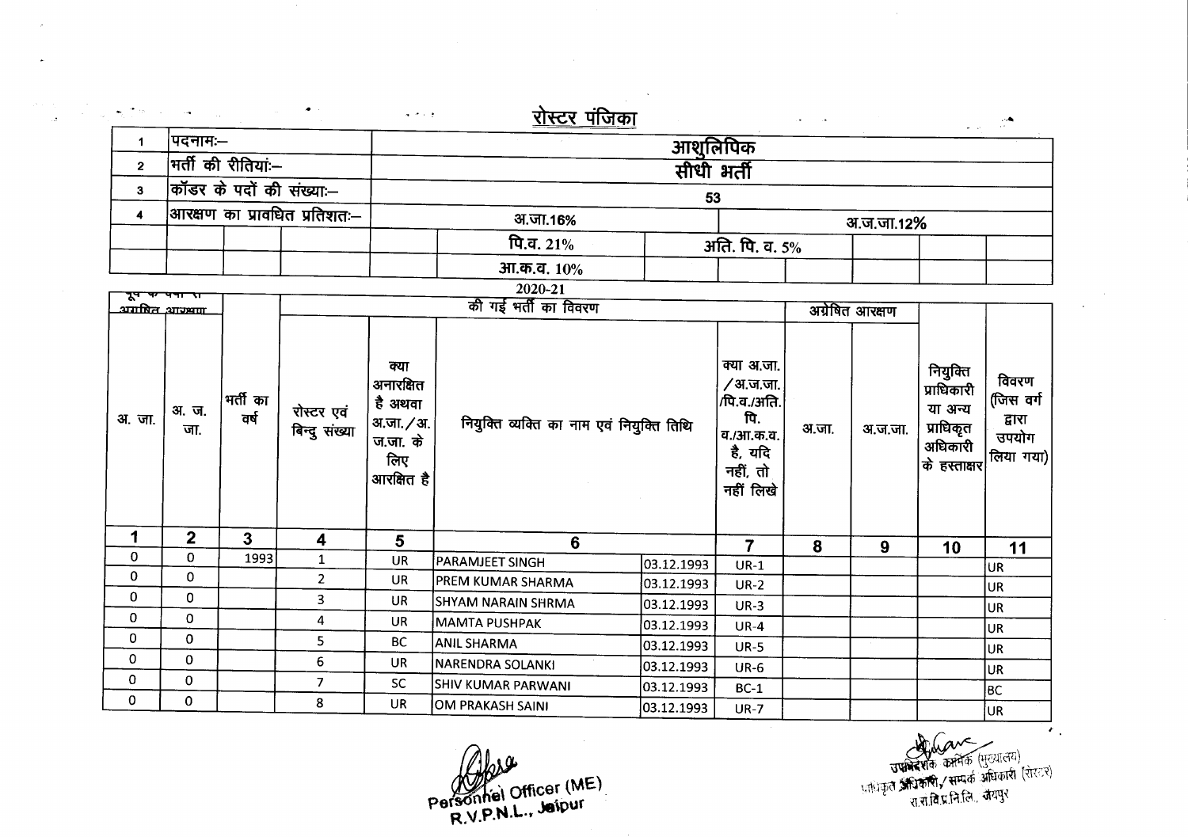# रोस्टर पंजिका

| 1 | पदनामः– | आशुलिपिक | | |
|---|---|---|---|---|
| 2 | भर्ती की रीतियां:– | सीधी भर्ती | | |
| 3 | कॉडर के पदों की संख्याः– | 53 | | |
| 4 | आरक्षण का प्रावधित प्रतिशतः– | अ.जा.16% | | अ.ज.जा.12% |
| | | पि.व. 21% | अति. पि. व. 5% | |
| | | आ.क.व. 10% | | |

2020-21

| पूर्व के वर्षों से अग्रेषित आरक्षण | | | की गई भर्ती का विवरण | | | | | अग्रेषित आरक्षण | | | |
|---|---|---|---|---|---|---|---|---|---|---|---|
| अ. जा. | अ. ज. जा. | भर्ती का वर्ष | रोस्टर एवं बिन्दु संख्या | क्या अनारक्षित है अथवा अ.जा./अ.ज.जा. के लिए आरक्षित है | नियुक्ति व्यक्ति का नाम एवं नियुक्ति तिथि | | क्या अ.जा./अ.ज.जा./पि.व./अति. पि. व./आ.क.व. है, यदि नहीं, तो नहीं लिखे | अ.जा. | अ.ज.जा. | नियुक्ति प्राधिकारी या अन्य प्राधिकृत अधिकारी के हस्ताक्षर | विवरण (जिस वर्ग द्वारा उपयोग लिया गया) |
| 1 | 2 | 3 | 4 | 5 | 6 | | 7 | 8 | 9 | 10 | 11 |
| 0 | 0 | 1993 | 1 | UR | PARAMJEET SINGH | 03.12.1993 | UR-1 | | | | UR |
| 0 | 0 | | 2 | UR | PREM KUMAR SHARMA | 03.12.1993 | UR-2 | | | | UR |
| 0 | 0 | | 3 | UR | SHYAM NARAIN SHRMA | 03.12.1993 | UR-3 | | | | UR |
| 0 | 0 | | 4 | UR | MAMTA PUSHPAK | 03.12.1993 | UR-4 | | | | UR |
| 0 | 0 | | 5 | BC | ANIL SHARMA | 03.12.1993 | UR-5 | | | | UR |
| 0 | 0 | | 6 | UR | NARENDRA SOLANKI | 03.12.1993 | UR-6 | | | | UR |
| 0 | 0 | | 7 | SC | SHIV KUMAR PARWANI | 03.12.1993 | BC-1 | | | | BC |
| 0 | 0 | | 8 | UR | OM PRAKASH SAINI | 03.12.1993 | UR-7 | | | | UR |

Personnel Officer (ME)
R.V.P.N.L., Jaipur

उपनिदेशक कार्मिक (मुख्यालय)
प्राधिकृत अधिकारी/सम्पर्क अधिकारी (रोस्टर)
रा.रा.वि.प्र.नि.लि., जयपुर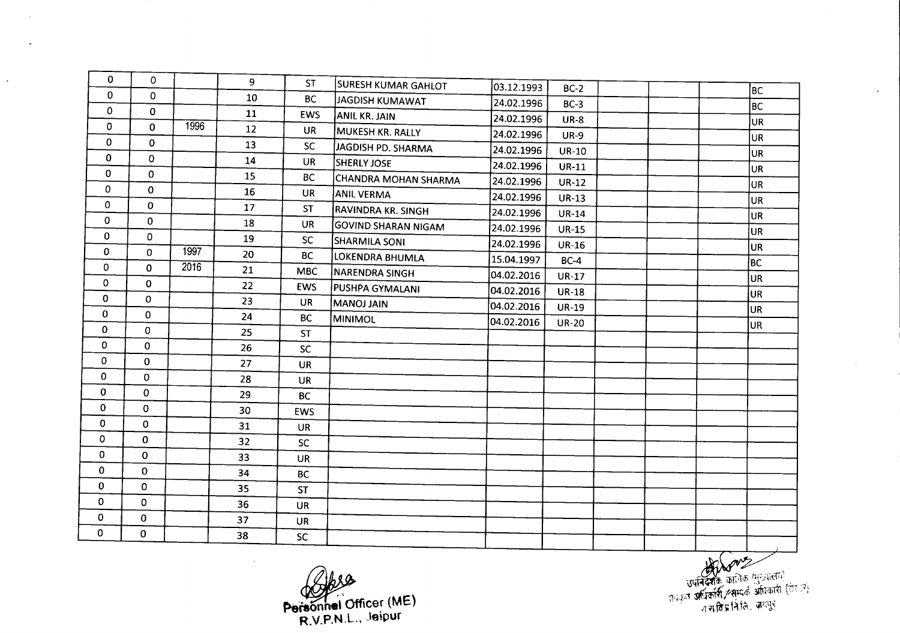| | | | | | | | | | | | |
|---|---|---|---|---|---|---|---|---|---|---|---|
| 0 | 0 | | 9 | ST | SURESH KUMAR GAHLOT | 03.12.1993 | BC-2 | | | | BC |
| 0 | 0 | | 10 | BC | JAGDISH KUMAWAT | 24.02.1996 | BC-3 | | | | BC |
| 0 | 0 | | 11 | EWS | ANIL KR. JAIN | 24.02.1996 | UR-8 | | | | UR |
| 0 | 0 | 1996 | 12 | UR | MUKESH KR. RALLY | 24.02.1996 | UR-9 | | | | UR |
| 0 | 0 | | 13 | SC | JAGDISH PD. SHARMA | 24.02.1996 | UR-10 | | | | UR |
| 0 | 0 | | 14 | UR | SHERLY JOSE | 24.02.1996 | UR-11 | | | | UR |
| 0 | 0 | | 15 | BC | CHANDRA MOHAN SHARMA | 24.02.1996 | UR-12 | | | | UR |
| 0 | 0 | | 16 | UR | ANIL VERMA | 24.02.1996 | UR-13 | | | | UR |
| 0 | 0 | | 17 | ST | RAVINDRA KR. SINGH | 24.02.1996 | UR-14 | | | | UR |
| 0 | 0 | | 18 | UR | GOVIND SHARAN NIGAM | 24.02.1996 | UR-15 | | | | UR |
| 0 | 0 | | 19 | SC | SHARMILA SONI | 24.02.1996 | UR-16 | | | | UR |
| 0 | 0 | 1997 | 20 | BC | LOKENDRA BHUMLA | 15.04.1997 | BC-4 | | | | BC |
| 0 | 0 | 2016 | 21 | MBC | NARENDRA SINGH | 04.02.2016 | UR-17 | | | | UR |
| 0 | 0 | | 22 | EWS | PUSHPA GYMALANI | 04.02.2016 | UR-18 | | | | UR |
| 0 | 0 | | 23 | UR | MANOJ JAIN | 04.02.2016 | UR-19 | | | | UR |
| 0 | 0 | | 24 | BC | MINIMOL | 04.02.2016 | UR-20 | | | | UR |
| 0 | 0 | | 25 | ST | | | | | | | |
| 0 | 0 | | 26 | SC | | | | | | | |
| 0 | 0 | | 27 | UR | | | | | | | |
| 0 | 0 | | 28 | UR | | | | | | | |
| 0 | 0 | | 29 | BC | | | | | | | |
| 0 | 0 | | 30 | EWS | | | | | | | |
| 0 | 0 | | 31 | UR | | | | | | | |
| 0 | 0 | | 32 | SC | | | | | | | |
| 0 | 0 | | 33 | UR | | | | | | | |
| 0 | 0 | | 34 | BC | | | | | | | |
| 0 | 0 | | 35 | ST | | | | | | | |
| 0 | 0 | | 36 | UR | | | | | | | |
| 0 | 0 | | 37 | UR | | | | | | | |
| 0 | 0 | | 38 | SC | | | | | | | |

Personnel Officer (ME)
R.V.P.N.L., Jaipur

उपनिदेशक कार्मिक (मुख्यालय)
प्राधिकृत अधिकारी/सम्पर्क अधिकारी (से.उ.)
रा.रा.वि.प्र.नि.लि., जयपुर